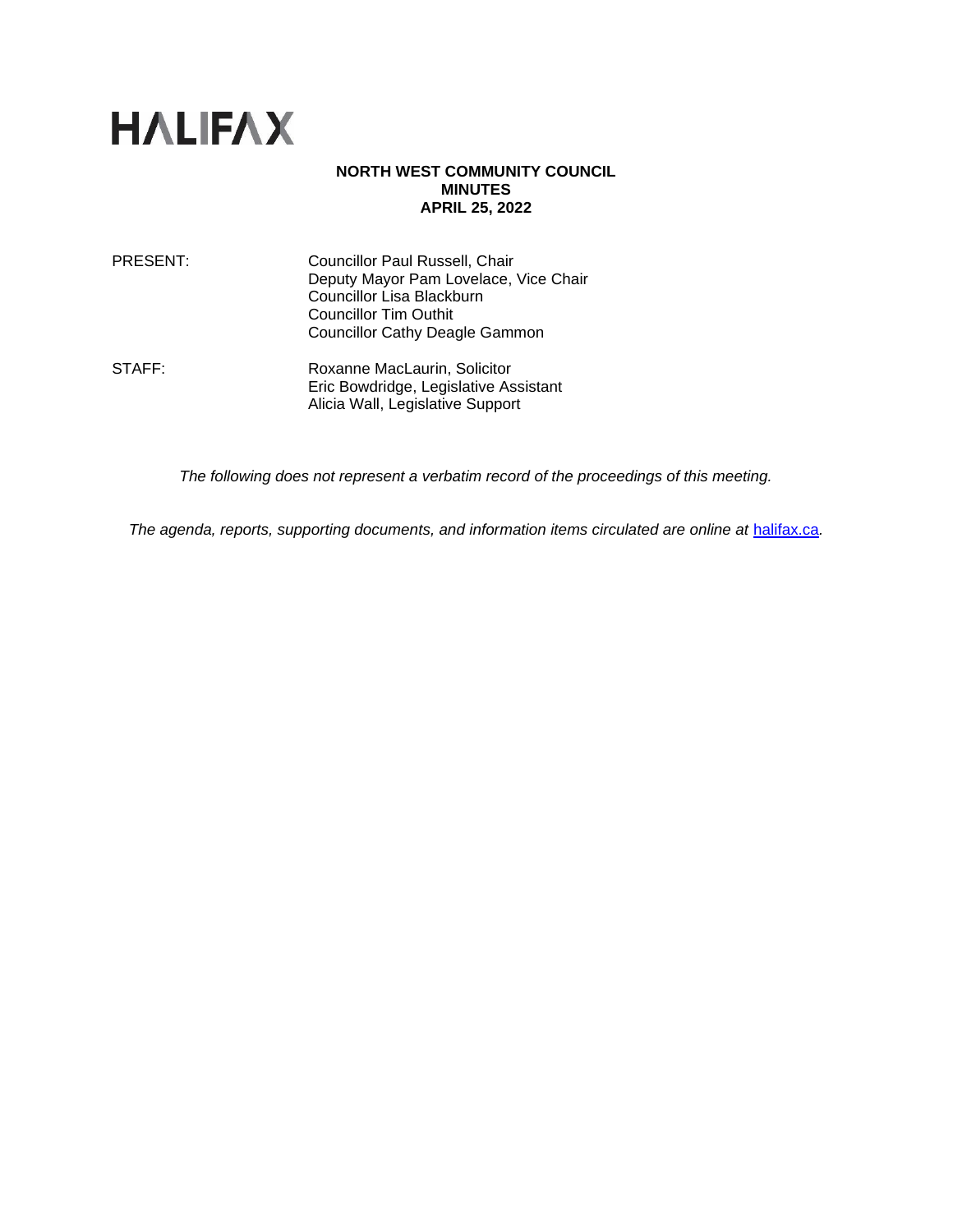HALIFAX

**NORTH WEST COMMUNITY COUNCIL**
**MINUTES**
**APRIL 25, 2022**

| | |
|---|---|
| PRESENT: | Councillor Paul Russell, Chair<br>Deputy Mayor Pam Lovelace, Vice Chair<br>Councillor Lisa Blackburn<br>Councillor Tim Outhit<br>Councillor Cathy Deagle Gammon |
| STAFF: | Roxanne MacLaurin, Solicitor<br>Eric Bowdridge, Legislative Assistant<br>Alicia Wall, Legislative Support |

*The following does not represent a verbatim record of the proceedings of this meeting.*

*The agenda, reports, supporting documents, and information items circulated are online at* [halifax.ca](halifax.ca)*.*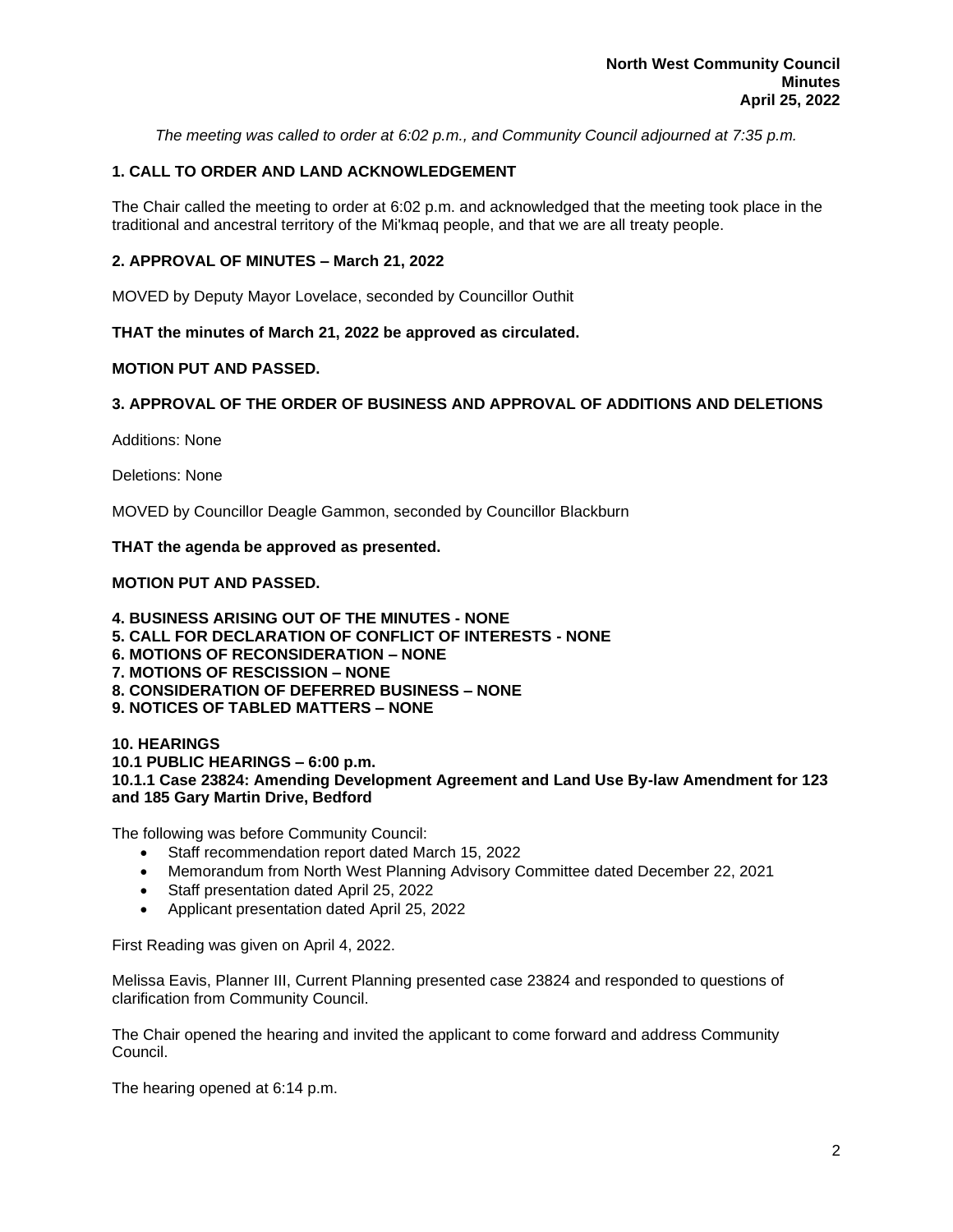*The meeting was called to order at 6:02 p.m., and Community Council adjourned at 7:35 p.m.*

## 1. CALL TO ORDER AND LAND ACKNOWLEDGEMENT

The Chair called the meeting to order at 6:02 p.m. and acknowledged that the meeting took place in the traditional and ancestral territory of the Mi'kmaq people, and that we are all treaty people.

## 2. APPROVAL OF MINUTES – March 21, 2022

MOVED by Deputy Mayor Lovelace, seconded by Councillor Outhit

**THAT the minutes of March 21, 2022 be approved as circulated.**

**MOTION PUT AND PASSED.**

## 3. APPROVAL OF THE ORDER OF BUSINESS AND APPROVAL OF ADDITIONS AND DELETIONS

Additions: None

Deletions: None

MOVED by Councillor Deagle Gammon, seconded by Councillor Blackburn

**THAT the agenda be approved as presented.**

**MOTION PUT AND PASSED.**

## 4. BUSINESS ARISING OUT OF THE MINUTES - NONE
## 5. CALL FOR DECLARATION OF CONFLICT OF INTERESTS - NONE
## 6. MOTIONS OF RECONSIDERATION – NONE
## 7. MOTIONS OF RESCISSION – NONE
## 8. CONSIDERATION OF DEFERRED BUSINESS – NONE
## 9. NOTICES OF TABLED MATTERS – NONE

## 10. HEARINGS
### 10.1 PUBLIC HEARINGS – 6:00 p.m.
#### 10.1.1 Case 23824: Amending Development Agreement and Land Use By-law Amendment for 123 and 185 Gary Martin Drive, Bedford

The following was before Community Council:

- Staff recommendation report dated March 15, 2022
- Memorandum from North West Planning Advisory Committee dated December 22, 2021
- Staff presentation dated April 25, 2022
- Applicant presentation dated April 25, 2022

First Reading was given on April 4, 2022.

Melissa Eavis, Planner III, Current Planning presented case 23824 and responded to questions of clarification from Community Council.

The Chair opened the hearing and invited the applicant to come forward and address Community Council.

The hearing opened at 6:14 p.m.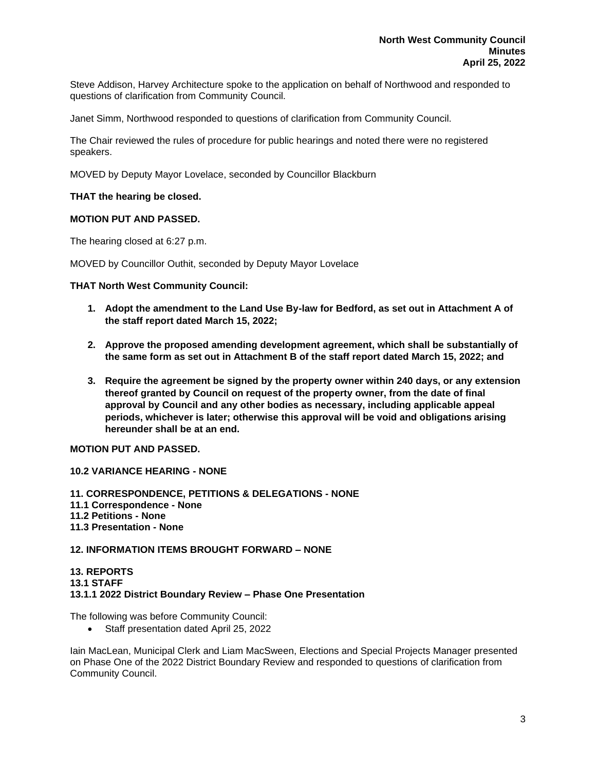Steve Addison, Harvey Architecture spoke to the application on behalf of Northwood and responded to questions of clarification from Community Council.

Janet Simm, Northwood responded to questions of clarification from Community Council.

The Chair reviewed the rules of procedure for public hearings and noted there were no registered speakers.

MOVED by Deputy Mayor Lovelace, seconded by Councillor Blackburn

**THAT the hearing be closed.**

**MOTION PUT AND PASSED.**

The hearing closed at 6:27 p.m.

MOVED by Councillor Outhit, seconded by Deputy Mayor Lovelace

**THAT North West Community Council:**

1. **Adopt the amendment to the Land Use By-law for Bedford, as set out in Attachment A of the staff report dated March 15, 2022;**

2. **Approve the proposed amending development agreement, which shall be substantially of the same form as set out in Attachment B of the staff report dated March 15, 2022; and**

3. **Require the agreement be signed by the property owner within 240 days, or any extension thereof granted by Council on request of the property owner, from the date of final approval by Council and any other bodies as necessary, including applicable appeal periods, whichever is later; otherwise this approval will be void and obligations arising hereunder shall be at an end.**

**MOTION PUT AND PASSED.**

**10.2 VARIANCE HEARING - NONE**

**11. CORRESPONDENCE, PETITIONS & DELEGATIONS - NONE**
**11.1 Correspondence - None**
**11.2 Petitions - None**
**11.3 Presentation - None**

**12. INFORMATION ITEMS BROUGHT FORWARD – NONE**

**13. REPORTS**
**13.1 STAFF**
**13.1.1 2022 District Boundary Review – Phase One Presentation**

The following was before Community Council:

- Staff presentation dated April 25, 2022

Iain MacLean, Municipal Clerk and Liam MacSween, Elections and Special Projects Manager presented on Phase One of the 2022 District Boundary Review and responded to questions of clarification from Community Council.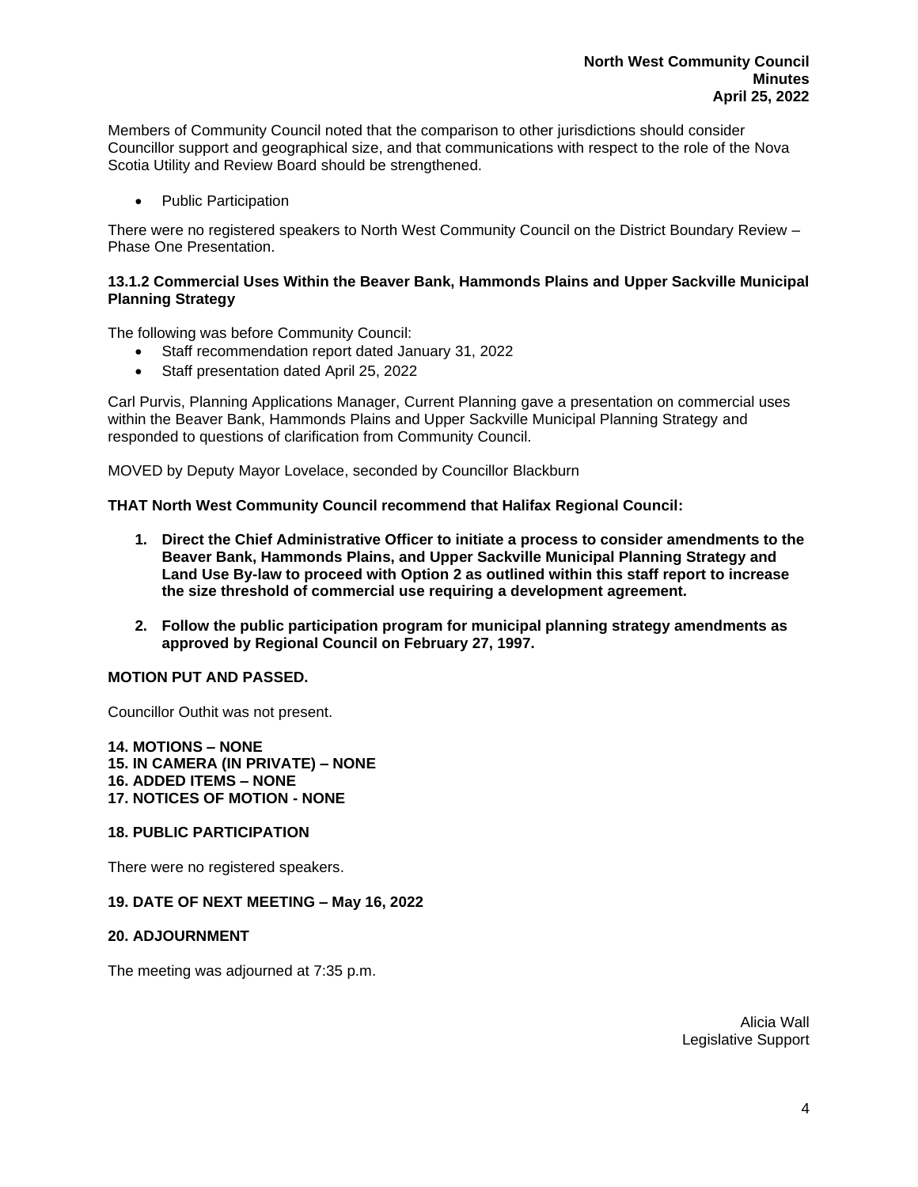Members of Community Council noted that the comparison to other jurisdictions should consider Councillor support and geographical size, and that communications with respect to the role of the Nova Scotia Utility and Review Board should be strengthened.

- Public Participation

There were no registered speakers to North West Community Council on the District Boundary Review – Phase One Presentation.

### 13.1.2 Commercial Uses Within the Beaver Bank, Hammonds Plains and Upper Sackville Municipal Planning Strategy

The following was before Community Council:

- Staff recommendation report dated January 31, 2022
- Staff presentation dated April 25, 2022

Carl Purvis, Planning Applications Manager, Current Planning gave a presentation on commercial uses within the Beaver Bank, Hammonds Plains and Upper Sackville Municipal Planning Strategy and responded to questions of clarification from Community Council.

MOVED by Deputy Mayor Lovelace, seconded by Councillor Blackburn

**THAT North West Community Council recommend that Halifax Regional Council:**

1. **Direct the Chief Administrative Officer to initiate a process to consider amendments to the Beaver Bank, Hammonds Plains, and Upper Sackville Municipal Planning Strategy and Land Use By-law to proceed with Option 2 as outlined within this staff report to increase the size threshold of commercial use requiring a development agreement.**

2. **Follow the public participation program for municipal planning strategy amendments as approved by Regional Council on February 27, 1997.**

**MOTION PUT AND PASSED.**

Councillor Outhit was not present.

**14. MOTIONS – NONE**
**15. IN CAMERA (IN PRIVATE) – NONE**
**16. ADDED ITEMS – NONE**
**17. NOTICES OF MOTION - NONE**

## 18. PUBLIC PARTICIPATION

There were no registered speakers.

## 19. DATE OF NEXT MEETING – May 16, 2022

## 20. ADJOURNMENT

The meeting was adjourned at 7:35 p.m.

Alicia Wall
Legislative Support